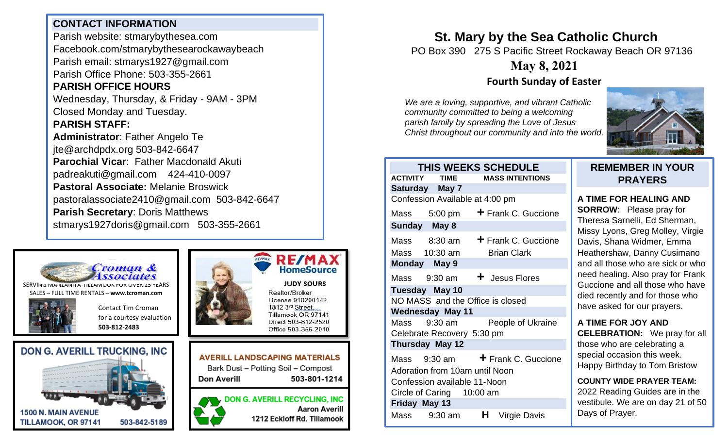## CONTACT INFORMATION

Parish website: stmarybythesea.com
Facebook.com/stmarybythesearockawaybeach
Parish email: stmarys1927@gmail.com
Parish Office Phone: 503-355-2661

**PARISH OFFICE HOURS**

Wednesday, Thursday, & Friday - 9AM - 3PM
Closed Monday and Tuesday.

**PARISH STAFF:**

**Administrator**: Father Angelo Te
jte@archdpdx.org 503-842-6647
**Parochial Vicar**: Father Macdonald Akuti
padreakuti@gmail.com 424-410-0097
**Pastoral Associate:** Melanie Broswick
pastoralassociate2410@gmail.com 503-842-6647
**Parish Secretary**: Doris Matthews
stmarys1927doris@gmail.com 503-355-2661

---

**Croman & Associates**
SERVING MANZANITA-TILLAMOOK FOR OVER 25 YEARS
SALES – FULL TIME RENTALS – **www.tcroman.com**
Contact Tim Croman
for a courtesy evaluation
**503-812-2483**

**RE/MAX HomeSource**
**JUDY SOURS**
Realtor/Broker
License 910200142
1812 3rd Street
Tillamook OR 97141
Direct 503-812-2520
Office 503-355-2010

**DON G. AVERILL TRUCKING, INC**
1500 N. MAIN AVENUE
TILLAMOOK, OR 97141 503-842-5189

**AVERILL LANDSCAPING MATERIALS**
Bark Dust – Potting Soil – Compost
**Don Averill 503-801-1214**

**DON G. AVERILL RECYCLING, INC**
**Aaron Averill**
**1212 Eckloff Rd. Tillamook**

---

# St. Mary by the Sea Catholic Church

PO Box 390 275 S Pacific Street Rockaway Beach OR 97136

## May 8, 2021

### Fourth Sunday of Easter

*We are a loving, supportive, and vibrant Catholic community committed to being a welcoming parish family by spreading the Love of Jesus Christ throughout our community and into the world.*

## THIS WEEKS SCHEDULE

| ACTIVITY | TIME | MASS INTENTIONS |
|---|---|---|
| **Saturday May 7** | | |
| Confession Available at 4:00 pm | | |
| Mass | 5:00 pm | ✝ Frank C. Guccione |
| **Sunday May 8** | | |
| Mass | 8:30 am | ✝ Frank C. Guccione |
| Mass | 10:30 am | Brian Clark |
| **Monday May 9** | | |
| Mass | 9:30 am | ✝ Jesus Flores |
| **Tuesday May 10** | | |
| NO MASS and the Office is closed | | |
| **Wednesday May 11** | | |
| Mass | 9:30 am | People of Ukraine |
| Celebrate Recovery | 5:30 pm | |
| **Thursday May 12** | | |
| Mass | 9:30 am | ✝ Frank C. Guccione |
| Adoration from 10am until Noon | | |
| Confession available 11-Noon | | |
| Circle of Caring | 10:00 am | |
| **Friday May 13** | | |
| Mass | 9:30 am | H Virgie Davis |

## REMEMBER IN YOUR PRAYERS

**A TIME FOR HEALING AND SORROW**: Please pray for Theresa Sarnelli, Ed Sherman, Missy Lyons, Greg Molley, Virgie Davis, Shana Widmer, Emma Heathershaw, Danny Cusimano and all those who are sick or who need healing. Also pray for Frank Guccione and all those who have died recently and for those who have asked for our prayers.

**A TIME FOR JOY AND CELEBRATION:** We pray for all those who are celebrating a special occasion this week. Happy Birthday to Tom Bristow

**COUNTY WIDE PRAYER TEAM:** 2022 Reading Guides are in the vestibule. We are on day 21 of 50 Days of Prayer.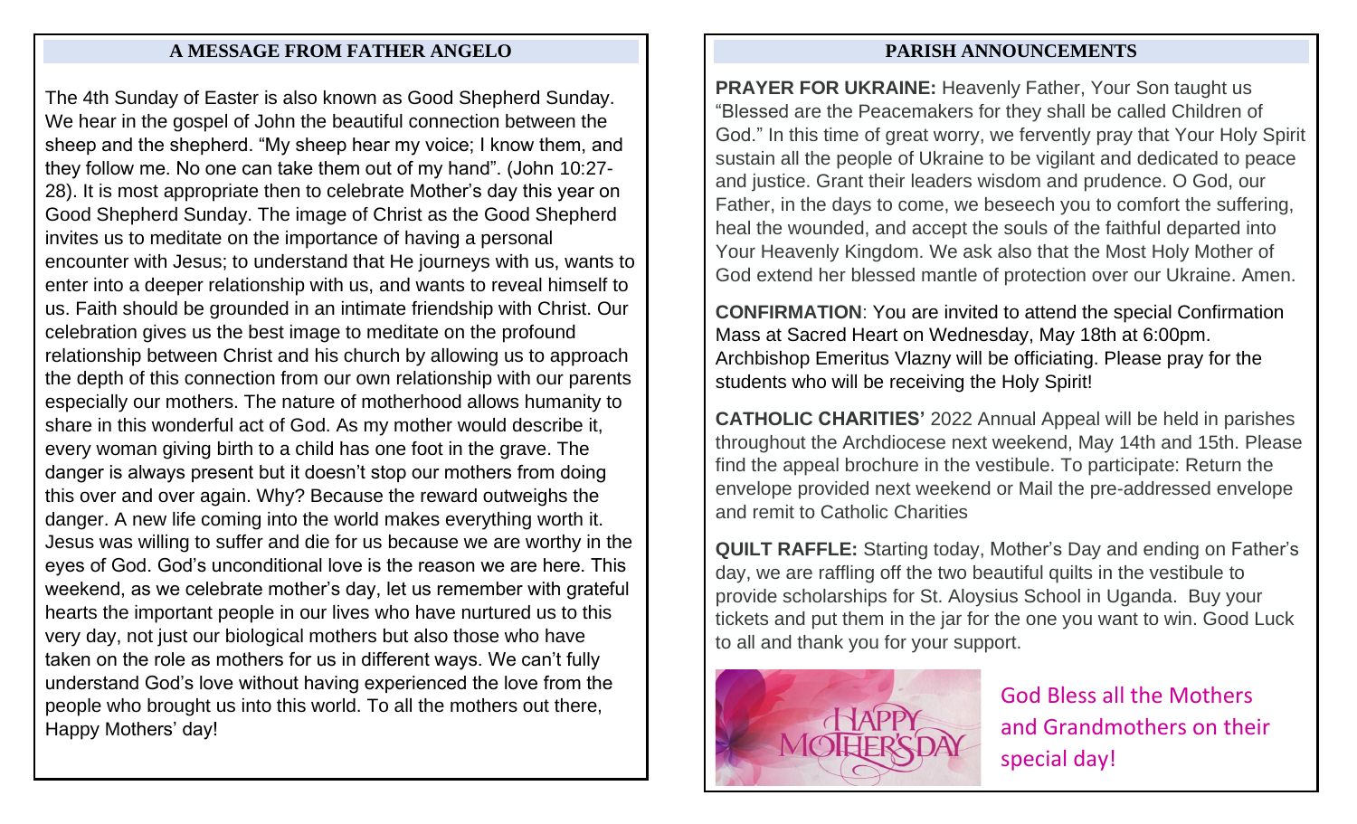## A MESSAGE FROM FATHER ANGELO

The 4th Sunday of Easter is also known as Good Shepherd Sunday. We hear in the gospel of John the beautiful connection between the sheep and the shepherd. “My sheep hear my voice; I know them, and they follow me. No one can take them out of my hand”. (John 10:27-28). It is most appropriate then to celebrate Mother’s day this year on Good Shepherd Sunday. The image of Christ as the Good Shepherd invites us to meditate on the importance of having a personal encounter with Jesus; to understand that He journeys with us, wants to enter into a deeper relationship with us, and wants to reveal himself to us. Faith should be grounded in an intimate friendship with Christ. Our celebration gives us the best image to meditate on the profound relationship between Christ and his church by allowing us to approach the depth of this connection from our own relationship with our parents especially our mothers. The nature of motherhood allows humanity to share in this wonderful act of God. As my mother would describe it, every woman giving birth to a child has one foot in the grave. The danger is always present but it doesn’t stop our mothers from doing this over and over again. Why? Because the reward outweighs the danger. A new life coming into the world makes everything worth it. Jesus was willing to suffer and die for us because we are worthy in the eyes of God. God’s unconditional love is the reason we are here. This weekend, as we celebrate mother’s day, let us remember with grateful hearts the important people in our lives who have nurtured us to this very day, not just our biological mothers but also those who have taken on the role as mothers for us in different ways. We can’t fully understand God’s love without having experienced the love from the people who brought us into this world. To all the mothers out there, Happy Mothers’ day!

## PARISH ANNOUNCEMENTS

**PRAYER FOR UKRAINE:** Heavenly Father, Your Son taught us “Blessed are the Peacemakers for they shall be called Children of God.” In this time of great worry, we fervently pray that Your Holy Spirit sustain all the people of Ukraine to be vigilant and dedicated to peace and justice. Grant their leaders wisdom and prudence. O God, our Father, in the days to come, we beseech you to comfort the suffering, heal the wounded, and accept the souls of the faithful departed into Your Heavenly Kingdom. We ask also that the Most Holy Mother of God extend her blessed mantle of protection over our Ukraine. Amen.

**CONFIRMATION**: You are invited to attend the special Confirmation Mass at Sacred Heart on Wednesday, May 18th at 6:00pm. Archbishop Emeritus Vlazny will be officiating. Please pray for the students who will be receiving the Holy Spirit!

**CATHOLIC CHARITIES’** 2022 Annual Appeal will be held in parishes throughout the Archdiocese next weekend, May 14th and 15th. Please find the appeal brochure in the vestibule. To participate: Return the envelope provided next weekend or Mail the pre-addressed envelope and remit to Catholic Charities

**QUILT RAFFLE:** Starting today, Mother’s Day and ending on Father’s day, we are raffling off the two beautiful quilts in the vestibule to provide scholarships for St. Aloysius School in Uganda. Buy your tickets and put them in the jar for the one you want to win. Good Luck to all and thank you for your support.

HAPPY MOTHER'S DAY

God Bless all the Mothers and Grandmothers on their special day!